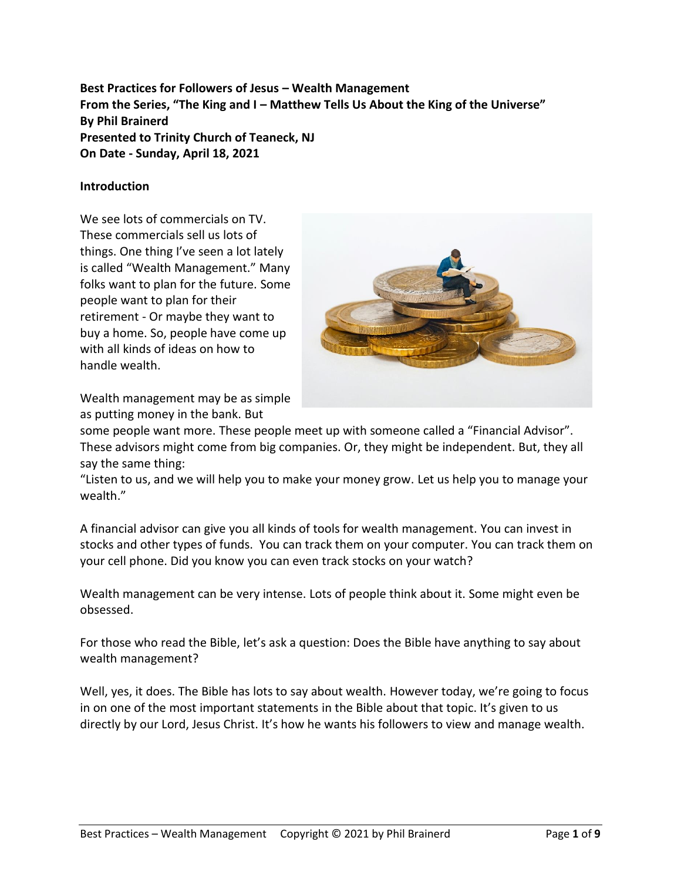**Best Practices for Followers of Jesus – Wealth Management**
**From the Series, "The King and I – Matthew Tells Us About the King of the Universe"**
**By Phil Brainerd**
**Presented to Trinity Church of Teaneck, NJ**
**On Date - Sunday, April 18, 2021**

## Introduction

We see lots of commercials on TV. These commercials sell us lots of things. One thing I've seen a lot lately is called "Wealth Management." Many folks want to plan for the future. Some people want to plan for their retirement - Or maybe they want to buy a home. So, people have come up with all kinds of ideas on how to handle wealth.

Wealth management may be as simple as putting money in the bank. But some people want more. These people meet up with someone called a "Financial Advisor". These advisors might come from big companies. Or, they might be independent. But, they all say the same thing:
"Listen to us, and we will help you to make your money grow. Let us help you to manage your wealth."

A financial advisor can give you all kinds of tools for wealth management. You can invest in stocks and other types of funds. You can track them on your computer. You can track them on your cell phone. Did you know you can even track stocks on your watch?

Wealth management can be very intense. Lots of people think about it. Some might even be obsessed.

For those who read the Bible, let's ask a question: Does the Bible have anything to say about wealth management?

Well, yes, it does. The Bible has lots to say about wealth. However today, we're going to focus in on one of the most important statements in the Bible about that topic. It's given to us directly by our Lord, Jesus Christ. It's how he wants his followers to view and manage wealth.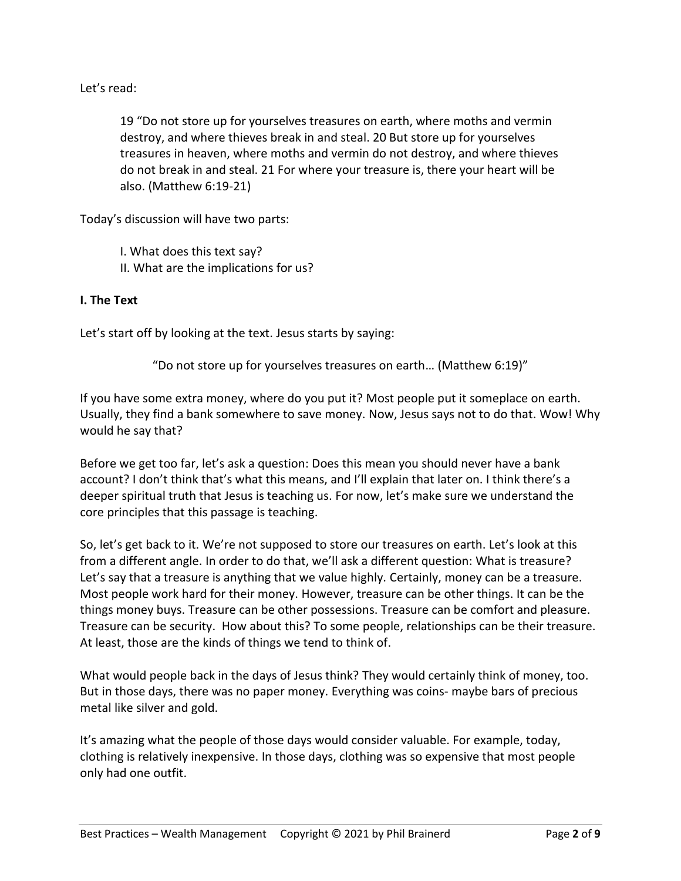Let's read:

> 19 "Do not store up for yourselves treasures on earth, where moths and vermin destroy, and where thieves break in and steal. 20 But store up for yourselves treasures in heaven, where moths and vermin do not destroy, and where thieves do not break in and steal. 21 For where your treasure is, there your heart will be also. (Matthew 6:19-21)

Today's discussion will have two parts:

> I. What does this text say?
> II. What are the implications for us?

**I. The Text**

Let's start off by looking at the text. Jesus starts by saying:

> "Do not store up for yourselves treasures on earth… (Matthew 6:19)"

If you have some extra money, where do you put it? Most people put it someplace on earth. Usually, they find a bank somewhere to save money. Now, Jesus says not to do that. Wow! Why would he say that?

Before we get too far, let's ask a question: Does this mean you should never have a bank account? I don't think that's what this means, and I'll explain that later on. I think there's a deeper spiritual truth that Jesus is teaching us. For now, let's make sure we understand the core principles that this passage is teaching.

So, let's get back to it. We're not supposed to store our treasures on earth. Let's look at this from a different angle. In order to do that, we'll ask a different question: What is treasure? Let's say that a treasure is anything that we value highly. Certainly, money can be a treasure. Most people work hard for their money. However, treasure can be other things. It can be the things money buys. Treasure can be other possessions. Treasure can be comfort and pleasure. Treasure can be security. How about this? To some people, relationships can be their treasure. At least, those are the kinds of things we tend to think of.

What would people back in the days of Jesus think? They would certainly think of money, too. But in those days, there was no paper money. Everything was coins- maybe bars of precious metal like silver and gold.

It's amazing what the people of those days would consider valuable. For example, today, clothing is relatively inexpensive. In those days, clothing was so expensive that most people only had one outfit.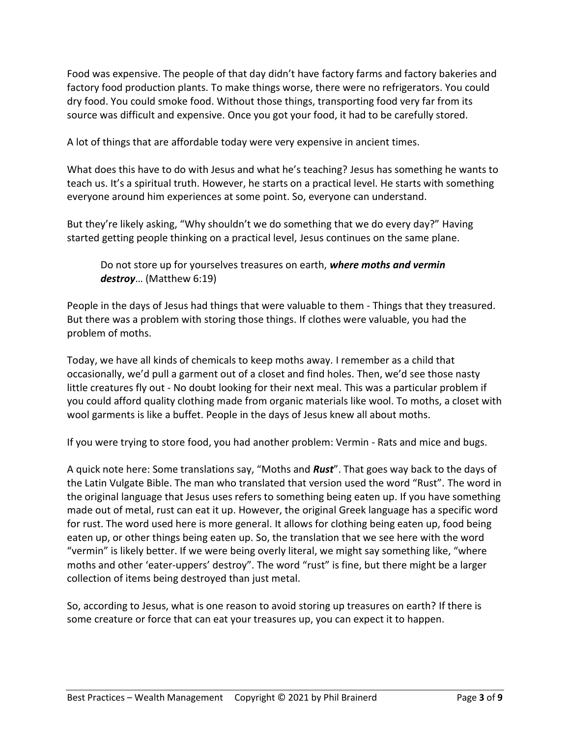Food was expensive. The people of that day didn't have factory farms and factory bakeries and factory food production plants. To make things worse, there were no refrigerators. You could dry food. You could smoke food. Without those things, transporting food very far from its source was difficult and expensive. Once you got your food, it had to be carefully stored.

A lot of things that are affordable today were very expensive in ancient times.

What does this have to do with Jesus and what he's teaching? Jesus has something he wants to teach us. It's a spiritual truth. However, he starts on a practical level. He starts with something everyone around him experiences at some point. So, everyone can understand.

But they're likely asking, "Why shouldn't we do something that we do every day?" Having started getting people thinking on a practical level, Jesus continues on the same plane.

> Do not store up for yourselves treasures on earth, ***where moths and vermin destroy***… (Matthew 6:19)

People in the days of Jesus had things that were valuable to them - Things that they treasured. But there was a problem with storing those things. If clothes were valuable, you had the problem of moths.

Today, we have all kinds of chemicals to keep moths away. I remember as a child that occasionally, we'd pull a garment out of a closet and find holes. Then, we'd see those nasty little creatures fly out - No doubt looking for their next meal. This was a particular problem if you could afford quality clothing made from organic materials like wool. To moths, a closet with wool garments is like a buffet. People in the days of Jesus knew all about moths.

If you were trying to store food, you had another problem: Vermin - Rats and mice and bugs.

A quick note here: Some translations say, "Moths and ***Rust***". That goes way back to the days of the Latin Vulgate Bible. The man who translated that version used the word "Rust". The word in the original language that Jesus uses refers to something being eaten up. If you have something made out of metal, rust can eat it up. However, the original Greek language has a specific word for rust. The word used here is more general. It allows for clothing being eaten up, food being eaten up, or other things being eaten up. So, the translation that we see here with the word "vermin" is likely better. If we were being overly literal, we might say something like, "where moths and other 'eater-uppers' destroy". The word "rust" is fine, but there might be a larger collection of items being destroyed than just metal.

So, according to Jesus, what is one reason to avoid storing up treasures on earth? If there is some creature or force that can eat your treasures up, you can expect it to happen.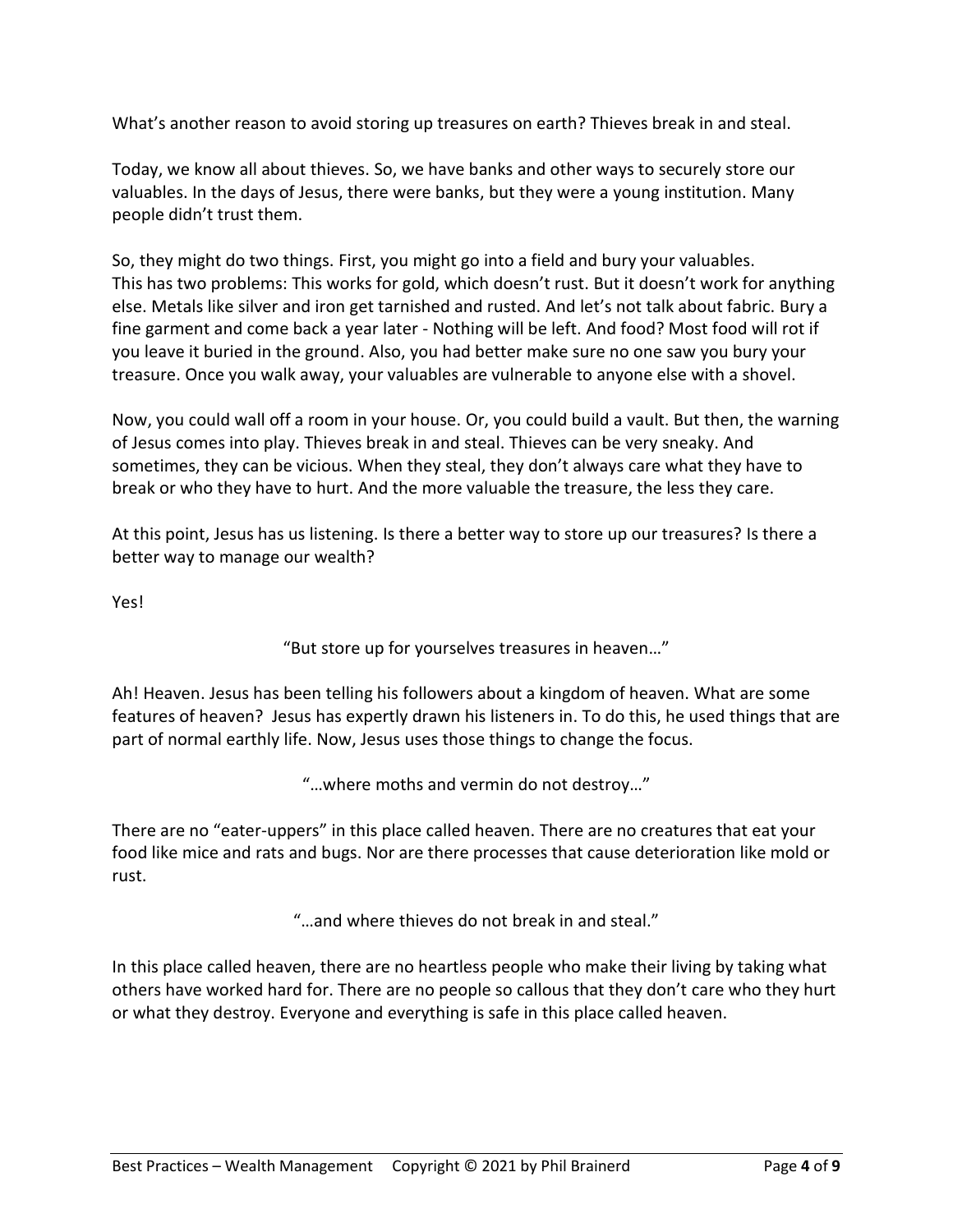What's another reason to avoid storing up treasures on earth? Thieves break in and steal.

Today, we know all about thieves. So, we have banks and other ways to securely store our valuables. In the days of Jesus, there were banks, but they were a young institution. Many people didn't trust them.

So, they might do two things. First, you might go into a field and bury your valuables. This has two problems: This works for gold, which doesn't rust. But it doesn't work for anything else. Metals like silver and iron get tarnished and rusted. And let's not talk about fabric. Bury a fine garment and come back a year later - Nothing will be left. And food? Most food will rot if you leave it buried in the ground. Also, you had better make sure no one saw you bury your treasure. Once you walk away, your valuables are vulnerable to anyone else with a shovel.

Now, you could wall off a room in your house. Or, you could build a vault. But then, the warning of Jesus comes into play. Thieves break in and steal. Thieves can be very sneaky. And sometimes, they can be vicious. When they steal, they don't always care what they have to break or who they have to hurt. And the more valuable the treasure, the less they care.

At this point, Jesus has us listening. Is there a better way to store up our treasures? Is there a better way to manage our wealth?

Yes!

"But store up for yourselves treasures in heaven…"

Ah! Heaven. Jesus has been telling his followers about a kingdom of heaven. What are some features of heaven? Jesus has expertly drawn his listeners in. To do this, he used things that are part of normal earthly life. Now, Jesus uses those things to change the focus.

"…where moths and vermin do not destroy…"

There are no "eater-uppers" in this place called heaven. There are no creatures that eat your food like mice and rats and bugs. Nor are there processes that cause deterioration like mold or rust.

"…and where thieves do not break in and steal."

In this place called heaven, there are no heartless people who make their living by taking what others have worked hard for. There are no people so callous that they don't care who they hurt or what they destroy. Everyone and everything is safe in this place called heaven.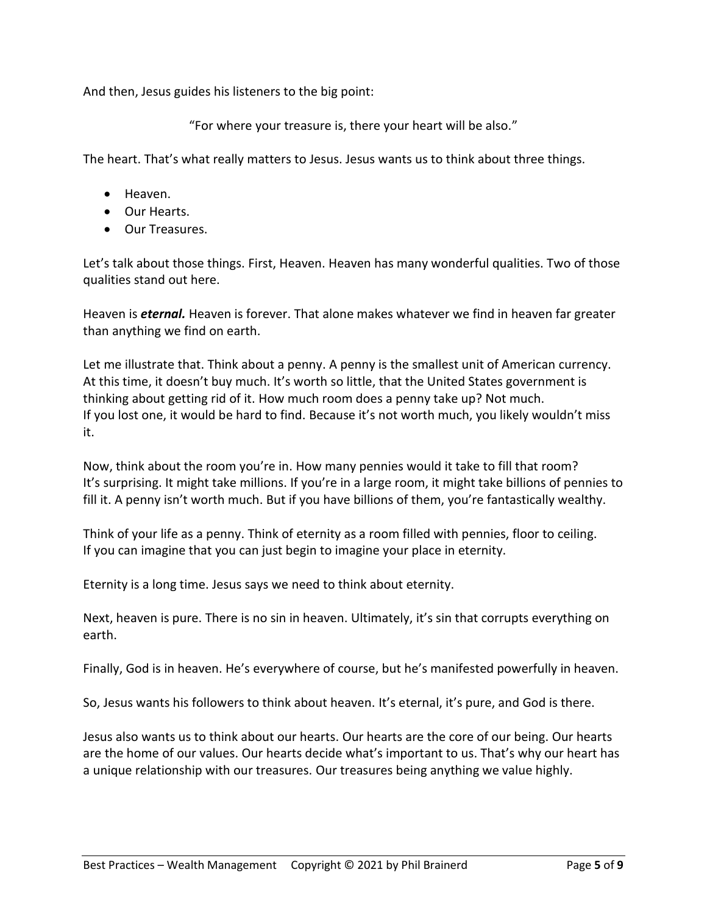And then, Jesus guides his listeners to the big point:

"For where your treasure is, there your heart will be also."

The heart. That's what really matters to Jesus. Jesus wants us to think about three things.

- Heaven.
- Our Hearts.
- Our Treasures.

Let's talk about those things. First, Heaven. Heaven has many wonderful qualities. Two of those qualities stand out here.

Heaven is ***eternal.*** Heaven is forever. That alone makes whatever we find in heaven far greater than anything we find on earth.

Let me illustrate that. Think about a penny. A penny is the smallest unit of American currency. At this time, it doesn't buy much. It's worth so little, that the United States government is thinking about getting rid of it. How much room does a penny take up? Not much. If you lost one, it would be hard to find. Because it's not worth much, you likely wouldn't miss it.

Now, think about the room you're in. How many pennies would it take to fill that room? It's surprising. It might take millions. If you're in a large room, it might take billions of pennies to fill it. A penny isn't worth much. But if you have billions of them, you're fantastically wealthy.

Think of your life as a penny. Think of eternity as a room filled with pennies, floor to ceiling. If you can imagine that you can just begin to imagine your place in eternity.

Eternity is a long time. Jesus says we need to think about eternity.

Next, heaven is pure. There is no sin in heaven. Ultimately, it's sin that corrupts everything on earth.

Finally, God is in heaven. He's everywhere of course, but he's manifested powerfully in heaven.

So, Jesus wants his followers to think about heaven. It's eternal, it's pure, and God is there.

Jesus also wants us to think about our hearts. Our hearts are the core of our being. Our hearts are the home of our values. Our hearts decide what's important to us. That's why our heart has a unique relationship with our treasures. Our treasures being anything we value highly.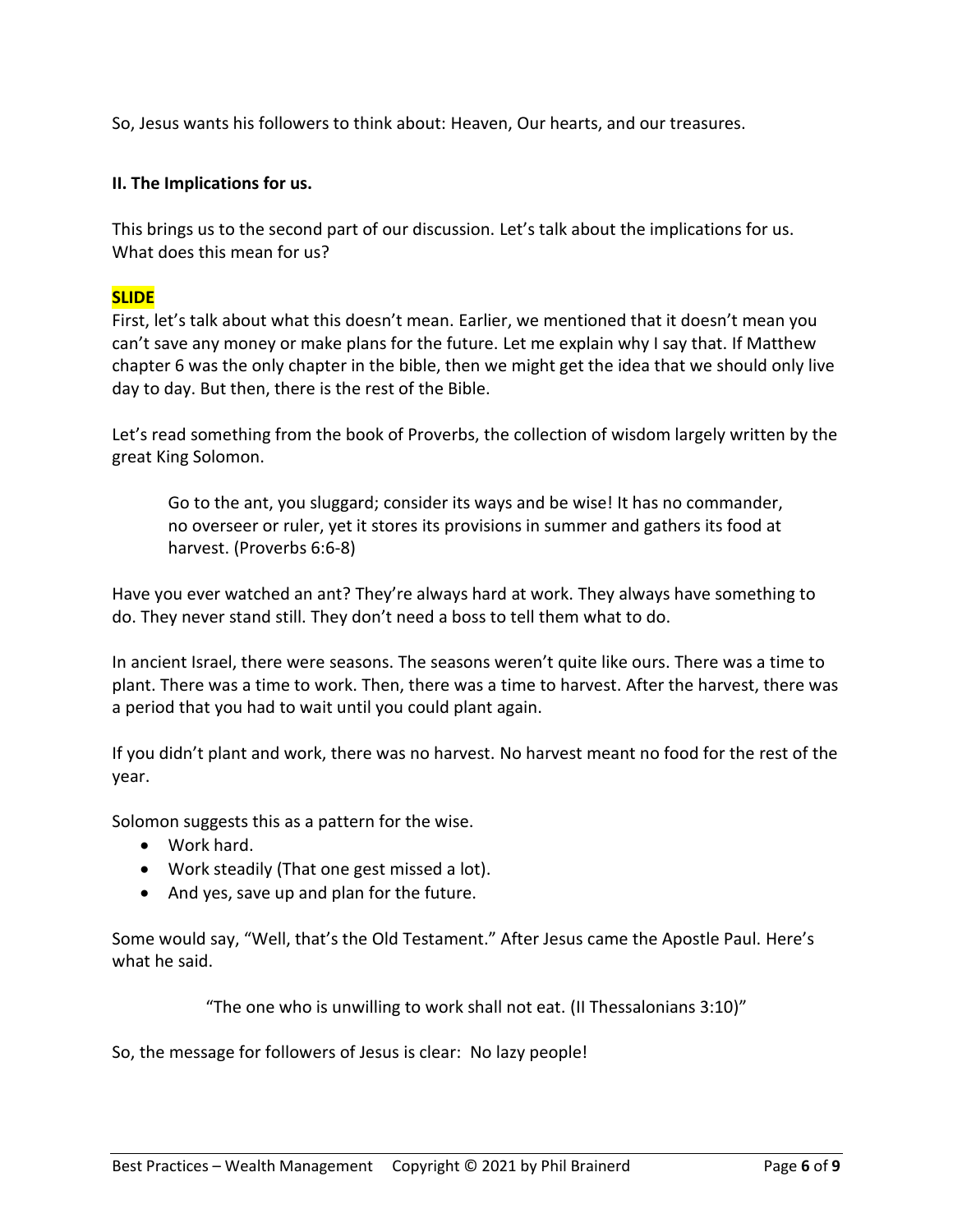So, Jesus wants his followers to think about: Heaven, Our hearts, and our treasures.

**II. The Implications for us.**

This brings us to the second part of our discussion. Let's talk about the implications for us. What does this mean for us?

**SLIDE**

First, let's talk about what this doesn't mean. Earlier, we mentioned that it doesn't mean you can't save any money or make plans for the future. Let me explain why I say that. If Matthew chapter 6 was the only chapter in the bible, then we might get the idea that we should only live day to day. But then, there is the rest of the Bible.

Let's read something from the book of Proverbs, the collection of wisdom largely written by the great King Solomon.

> Go to the ant, you sluggard; consider its ways and be wise! It has no commander, no overseer or ruler, yet it stores its provisions in summer and gathers its food at harvest. (Proverbs 6:6-8)

Have you ever watched an ant? They're always hard at work. They always have something to do. They never stand still. They don't need a boss to tell them what to do.

In ancient Israel, there were seasons. The seasons weren't quite like ours. There was a time to plant. There was a time to work. Then, there was a time to harvest. After the harvest, there was a period that you had to wait until you could plant again.

If you didn't plant and work, there was no harvest. No harvest meant no food for the rest of the year.

Solomon suggests this as a pattern for the wise.

- Work hard.
- Work steadily (That one gest missed a lot).
- And yes, save up and plan for the future.

Some would say, "Well, that's the Old Testament." After Jesus came the Apostle Paul. Here's what he said.

> "The one who is unwilling to work shall not eat. (II Thessalonians 3:10)"

So, the message for followers of Jesus is clear: No lazy people!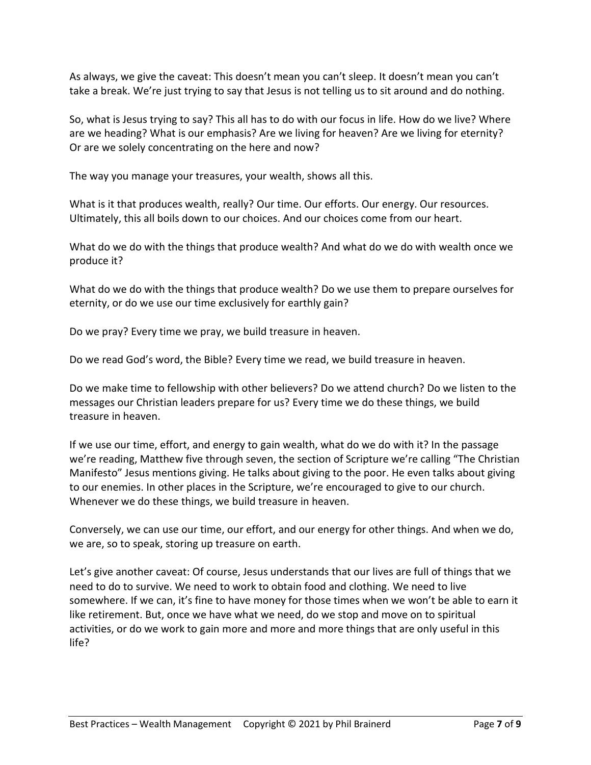As always, we give the caveat: This doesn't mean you can't sleep. It doesn't mean you can't take a break. We're just trying to say that Jesus is not telling us to sit around and do nothing.

So, what is Jesus trying to say? This all has to do with our focus in life. How do we live? Where are we heading? What is our emphasis? Are we living for heaven? Are we living for eternity? Or are we solely concentrating on the here and now?

The way you manage your treasures, your wealth, shows all this.

What is it that produces wealth, really? Our time. Our efforts. Our energy. Our resources. Ultimately, this all boils down to our choices. And our choices come from our heart.

What do we do with the things that produce wealth? And what do we do with wealth once we produce it?

What do we do with the things that produce wealth? Do we use them to prepare ourselves for eternity, or do we use our time exclusively for earthly gain?

Do we pray? Every time we pray, we build treasure in heaven.

Do we read God's word, the Bible? Every time we read, we build treasure in heaven.

Do we make time to fellowship with other believers? Do we attend church? Do we listen to the messages our Christian leaders prepare for us? Every time we do these things, we build treasure in heaven.

If we use our time, effort, and energy to gain wealth, what do we do with it? In the passage we're reading, Matthew five through seven, the section of Scripture we're calling "The Christian Manifesto" Jesus mentions giving. He talks about giving to the poor. He even talks about giving to our enemies. In other places in the Scripture, we're encouraged to give to our church. Whenever we do these things, we build treasure in heaven.

Conversely, we can use our time, our effort, and our energy for other things. And when we do, we are, so to speak, storing up treasure on earth.

Let's give another caveat: Of course, Jesus understands that our lives are full of things that we need to do to survive. We need to work to obtain food and clothing. We need to live somewhere. If we can, it's fine to have money for those times when we won't be able to earn it like retirement. But, once we have what we need, do we stop and move on to spiritual activities, or do we work to gain more and more and more things that are only useful in this life?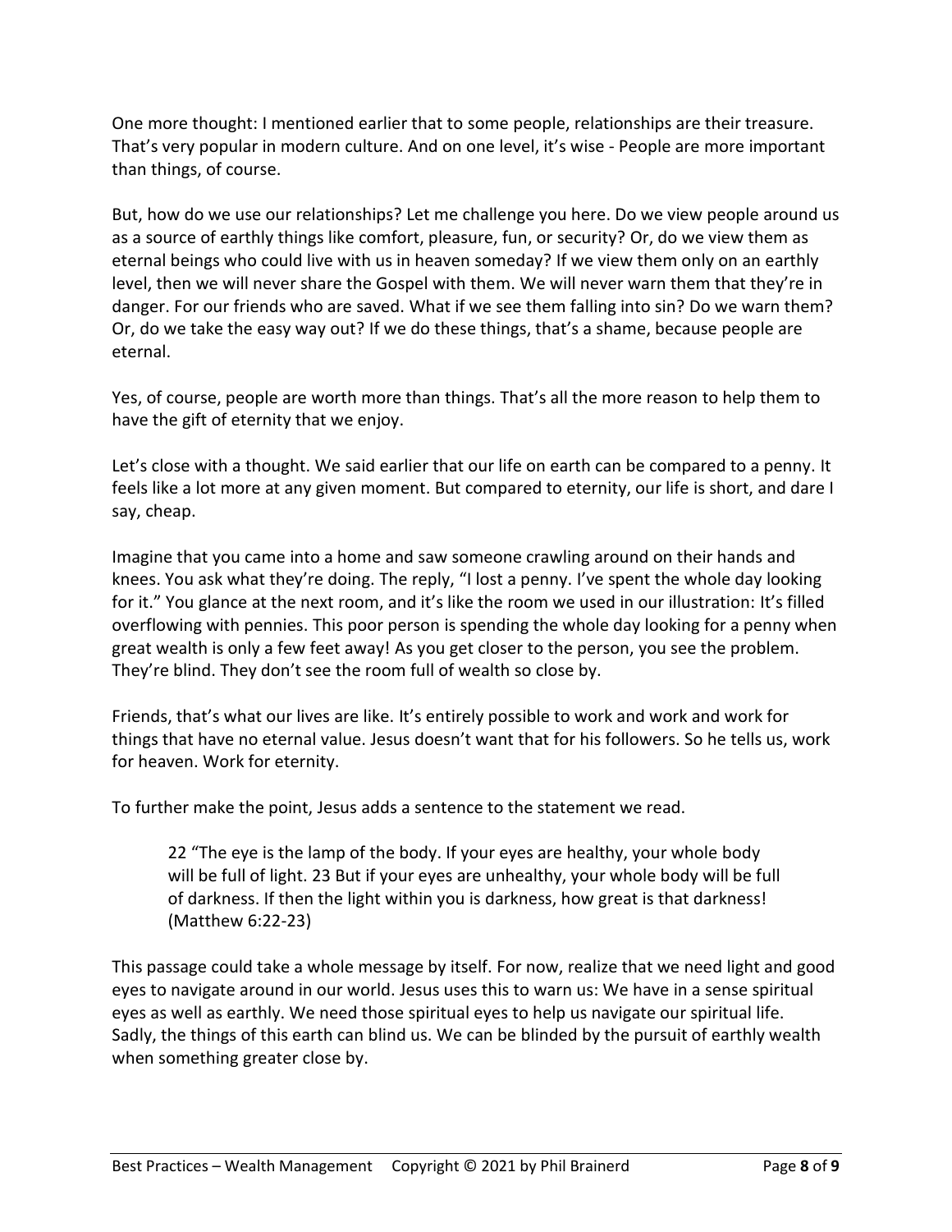One more thought: I mentioned earlier that to some people, relationships are their treasure. That's very popular in modern culture. And on one level, it's wise - People are more important than things, of course.

But, how do we use our relationships? Let me challenge you here. Do we view people around us as a source of earthly things like comfort, pleasure, fun, or security? Or, do we view them as eternal beings who could live with us in heaven someday? If we view them only on an earthly level, then we will never share the Gospel with them. We will never warn them that they're in danger. For our friends who are saved. What if we see them falling into sin? Do we warn them? Or, do we take the easy way out? If we do these things, that's a shame, because people are eternal.

Yes, of course, people are worth more than things. That's all the more reason to help them to have the gift of eternity that we enjoy.

Let's close with a thought. We said earlier that our life on earth can be compared to a penny. It feels like a lot more at any given moment. But compared to eternity, our life is short, and dare I say, cheap.

Imagine that you came into a home and saw someone crawling around on their hands and knees. You ask what they're doing. The reply, "I lost a penny. I've spent the whole day looking for it." You glance at the next room, and it's like the room we used in our illustration: It's filled overflowing with pennies. This poor person is spending the whole day looking for a penny when great wealth is only a few feet away! As you get closer to the person, you see the problem. They're blind. They don't see the room full of wealth so close by.

Friends, that's what our lives are like. It's entirely possible to work and work and work for things that have no eternal value. Jesus doesn't want that for his followers. So he tells us, work for heaven. Work for eternity.

To further make the point, Jesus adds a sentence to the statement we read.

> 22 "The eye is the lamp of the body. If your eyes are healthy, your whole body will be full of light. 23 But if your eyes are unhealthy, your whole body will be full of darkness. If then the light within you is darkness, how great is that darkness! (Matthew 6:22-23)

This passage could take a whole message by itself. For now, realize that we need light and good eyes to navigate around in our world. Jesus uses this to warn us: We have in a sense spiritual eyes as well as earthly. We need those spiritual eyes to help us navigate our spiritual life. Sadly, the things of this earth can blind us. We can be blinded by the pursuit of earthly wealth when something greater close by.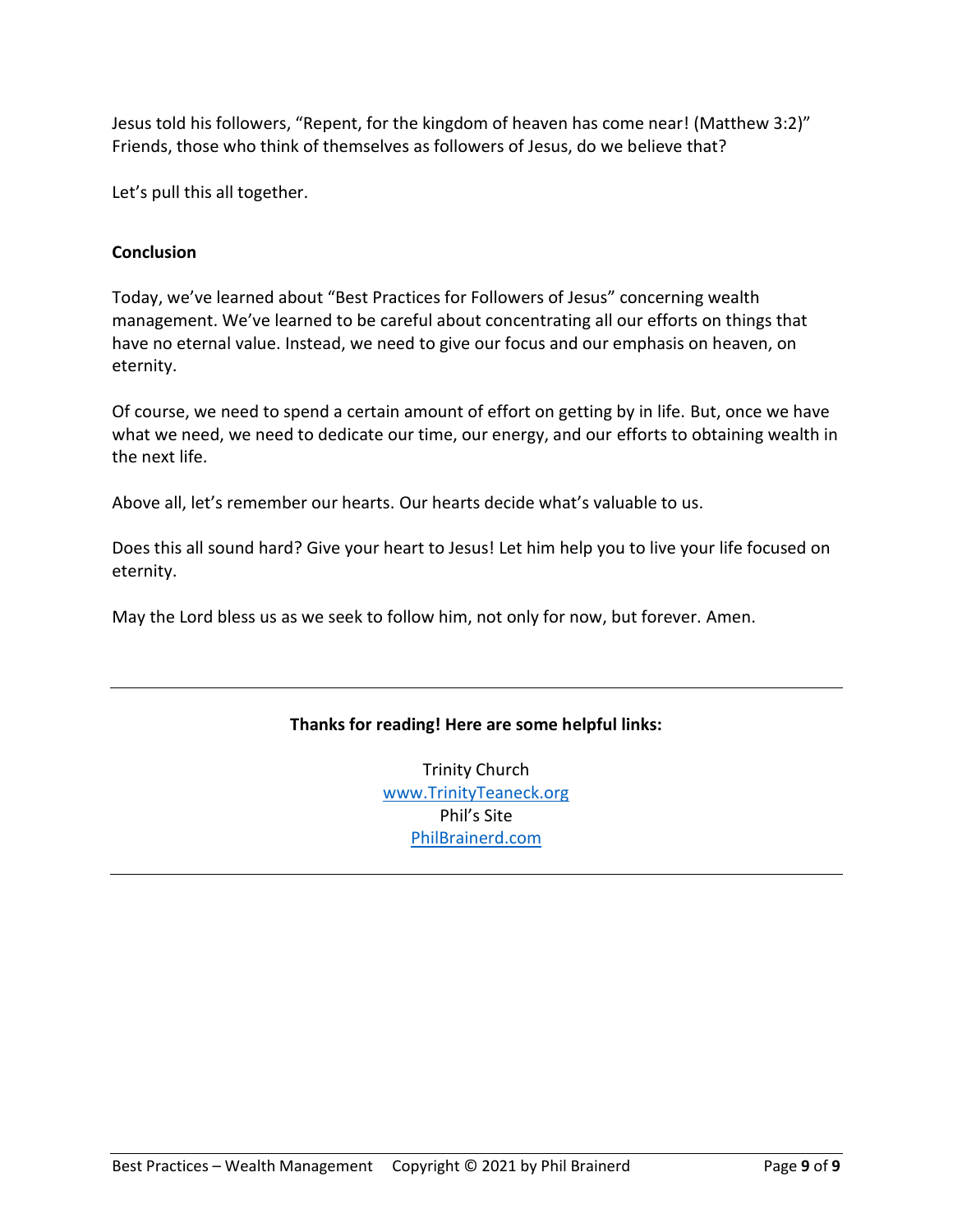Jesus told his followers, "Repent, for the kingdom of heaven has come near! (Matthew 3:2)" Friends, those who think of themselves as followers of Jesus, do we believe that?

Let's pull this all together.

**Conclusion**

Today, we've learned about "Best Practices for Followers of Jesus" concerning wealth management. We've learned to be careful about concentrating all our efforts on things that have no eternal value. Instead, we need to give our focus and our emphasis on heaven, on eternity.

Of course, we need to spend a certain amount of effort on getting by in life. But, once we have what we need, we need to dedicate our time, our energy, and our efforts to obtaining wealth in the next life.

Above all, let's remember our hearts. Our hearts decide what's valuable to us.

Does this all sound hard? Give your heart to Jesus! Let him help you to live your life focused on eternity.

May the Lord bless us as we seek to follow him, not only for now, but forever. Amen.

---

**Thanks for reading! Here are some helpful links:**

Trinity Church
www.TrinityTeaneck.org
Phil's Site
PhilBrainerd.com

---